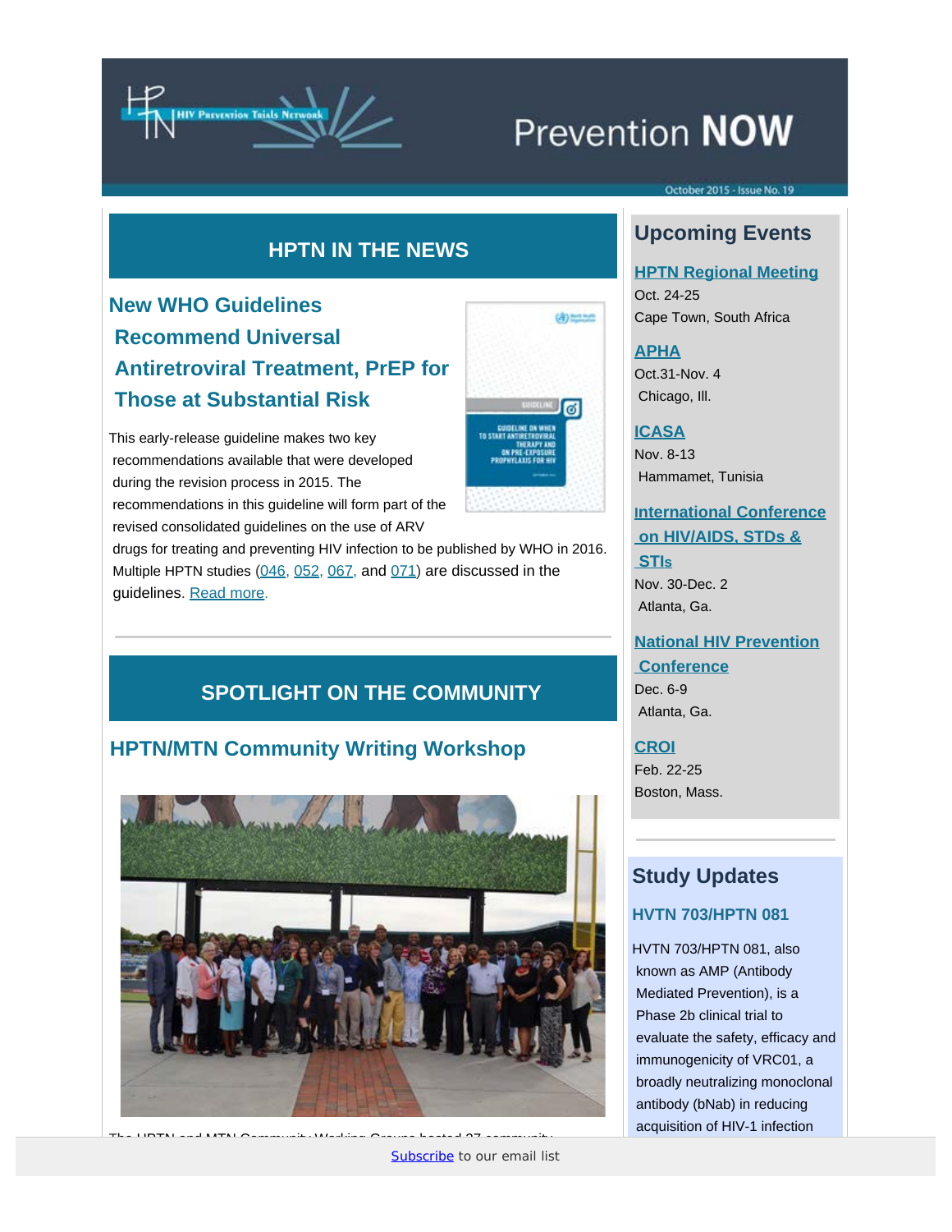# Prevention NOW

October 2015 - Issue No. 19

## HPTN IN THE NEWS

### New WHO Guidelines Recommend Universal Antiretroviral Treatment, PrEP for Those at Substantial Risk

This early-release guideline makes two key recommendations available that were developed during the revision process in 2015. The recommendations in this guideline will form part of the revised consolidated guidelines on the use of ARV drugs for treating and preventing HIV infection to be published by WHO in 2016. Multiple HPTN studies (046, 052, 067, and 071) are discussed in the guidelines. Read more.

## SPOTLIGHT ON THE COMMUNITY

### HPTN/MTN Community Writing Workshop

## Upcoming Events

**HPTN Regional Meeting**
Oct. 24-25
Cape Town, South Africa

**APHA**
Oct.31-Nov. 4
Chicago, Ill.

**ICASA**
Nov. 8-13
Hammamet, Tunisia

**International Conference on HIV/AIDS, STDs & STIs**
Nov. 30-Dec. 2
Atlanta, Ga.

**National HIV Prevention Conference**
Dec. 6-9
Atlanta, Ga.

**CROI**
Feb. 22-25
Boston, Mass.

## Study Updates

### HVTN 703/HPTN 081

HVTN 703/HPTN 081, also known as AMP (Antibody Mediated Prevention), is a Phase 2b clinical trial to evaluate the safety, efficacy and immunogenicity of VRC01, a broadly neutralizing monoclonal antibody (bNab) in reducing acquisition of HIV-1 infection

Subscribe to our email list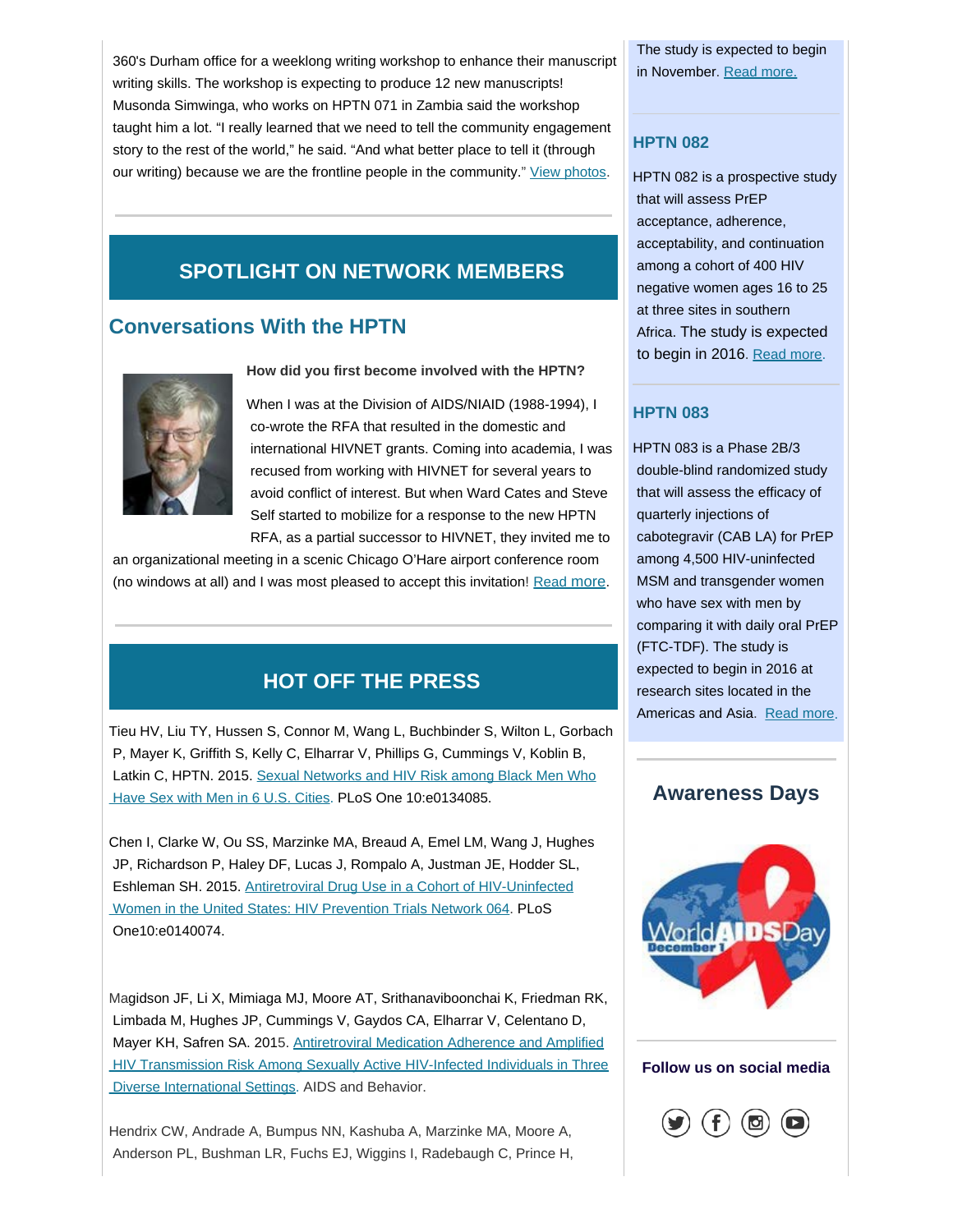360's Durham office for a weeklong writing workshop to enhance their manuscript writing skills. The workshop is expecting to produce 12 new manuscripts! Musonda Simwinga, who works on HPTN 071 in Zambia said the workshop taught him a lot. "I really learned that we need to tell the community engagement story to the rest of the world," he said. "And what better place to tell it (through our writing) because we are the frontline people in the community." View photos.

## SPOTLIGHT ON NETWORK MEMBERS

### Conversations With the HPTN

**How did you first become involved with the HPTN?**

When I was at the Division of AIDS/NIAID (1988-1994), I co-wrote the RFA that resulted in the domestic and international HIVNET grants. Coming into academia, I was recused from working with HIVNET for several years to avoid conflict of interest. But when Ward Cates and Steve Self started to mobilize for a response to the new HPTN RFA, as a partial successor to HIVNET, they invited me to an organizational meeting in a scenic Chicago O'Hare airport conference room (no windows at all) and I was most pleased to accept this invitation! Read more.

## HOT OFF THE PRESS

Tieu HV, Liu TY, Hussen S, Connor M, Wang L, Buchbinder S, Wilton L, Gorbach P, Mayer K, Griffith S, Kelly C, Elharrar V, Phillips G, Cummings V, Koblin B, Latkin C, HPTN. 2015. Sexual Networks and HIV Risk among Black Men Who Have Sex with Men in 6 U.S. Cities. PLoS One 10:e0134085.

Chen I, Clarke W, Ou SS, Marzinke MA, Breaud A, Emel LM, Wang J, Hughes JP, Richardson P, Haley DF, Lucas J, Rompalo A, Justman JE, Hodder SL, Eshleman SH. 2015. Antiretroviral Drug Use in a Cohort of HIV-Uninfected Women in the United States: HIV Prevention Trials Network 064. PLoS One10:e0140074.

Magidson JF, Li X, Mimiaga MJ, Moore AT, Srithanaviboonchai K, Friedman RK, Limbada M, Hughes JP, Cummings V, Gaydos CA, Elharrar V, Celentano D, Mayer KH, Safren SA. 2015. Antiretroviral Medication Adherence and Amplified HIV Transmission Risk Among Sexually Active HIV-Infected Individuals in Three Diverse International Settings. AIDS and Behavior.

Hendrix CW, Andrade A, Bumpus NN, Kashuba A, Marzinke MA, Moore A, Anderson PL, Bushman LR, Fuchs EJ, Wiggins I, Radebaugh C, Prince H,

The study is expected to begin in November. Read more.

### HPTN 082

HPTN 082 is a prospective study that will assess PrEP acceptance, adherence, acceptability, and continuation among a cohort of 400 HIV negative women ages 16 to 25 at three sites in southern Africa. The study is expected to begin in 2016. Read more.

### HPTN 083

HPTN 083 is a Phase 2B/3 double-blind randomized study that will assess the efficacy of quarterly injections of cabotegravir (CAB LA) for PrEP among 4,500 HIV-uninfected MSM and transgender women who have sex with men by comparing it with daily oral PrEP (FTC-TDF). The study is expected to begin in 2016 at research sites located in the Americas and Asia. Read more.

## Awareness Days

World AIDS Day
December 1

**Follow us on social media**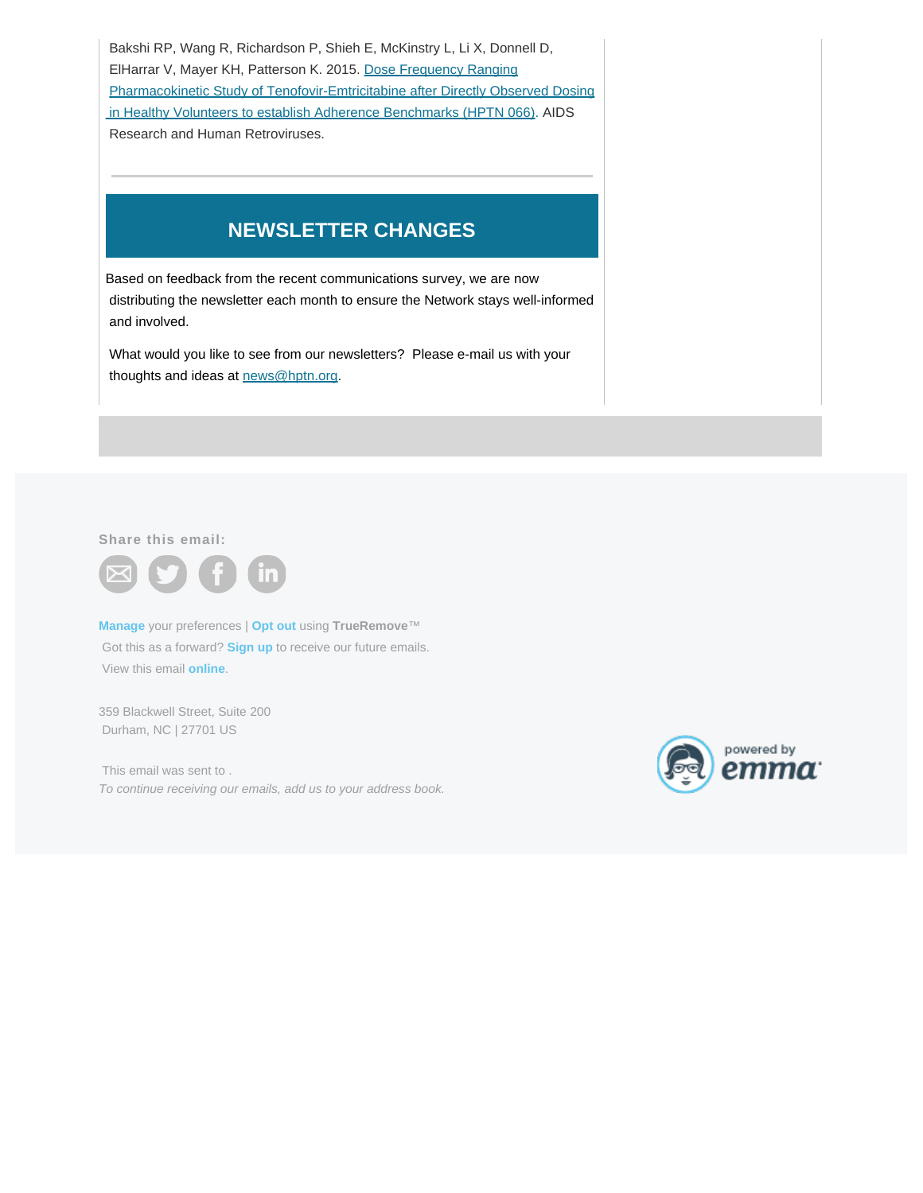Bakshi RP, Wang R, Richardson P, Shieh E, McKinstry L, Li X, Donnell D, ElHarrar V, Mayer KH, Patterson K. 2015. Dose Frequency Ranging Pharmacokinetic Study of Tenofovir-Emtricitabine after Directly Observed Dosing in Healthy Volunteers to establish Adherence Benchmarks (HPTN 066). AIDS Research and Human Retroviruses.

---

## NEWSLETTER CHANGES

Based on feedback from the recent communications survey, we are now distributing the newsletter each month to ensure the Network stays well-informed and involved.

What would you like to see from our newsletters? Please e-mail us with your thoughts and ideas at news@hptn.org.

Share this email:

**Manage** your preferences | **Opt out** using **TrueRemove**™
Got this as a forward? **Sign up** to receive our future emails.
View this email **online**.

359 Blackwell Street, Suite 200
Durham, NC | 27701 US

This email was sent to .
*To continue receiving our emails, add us to your address book.*

powered by emma